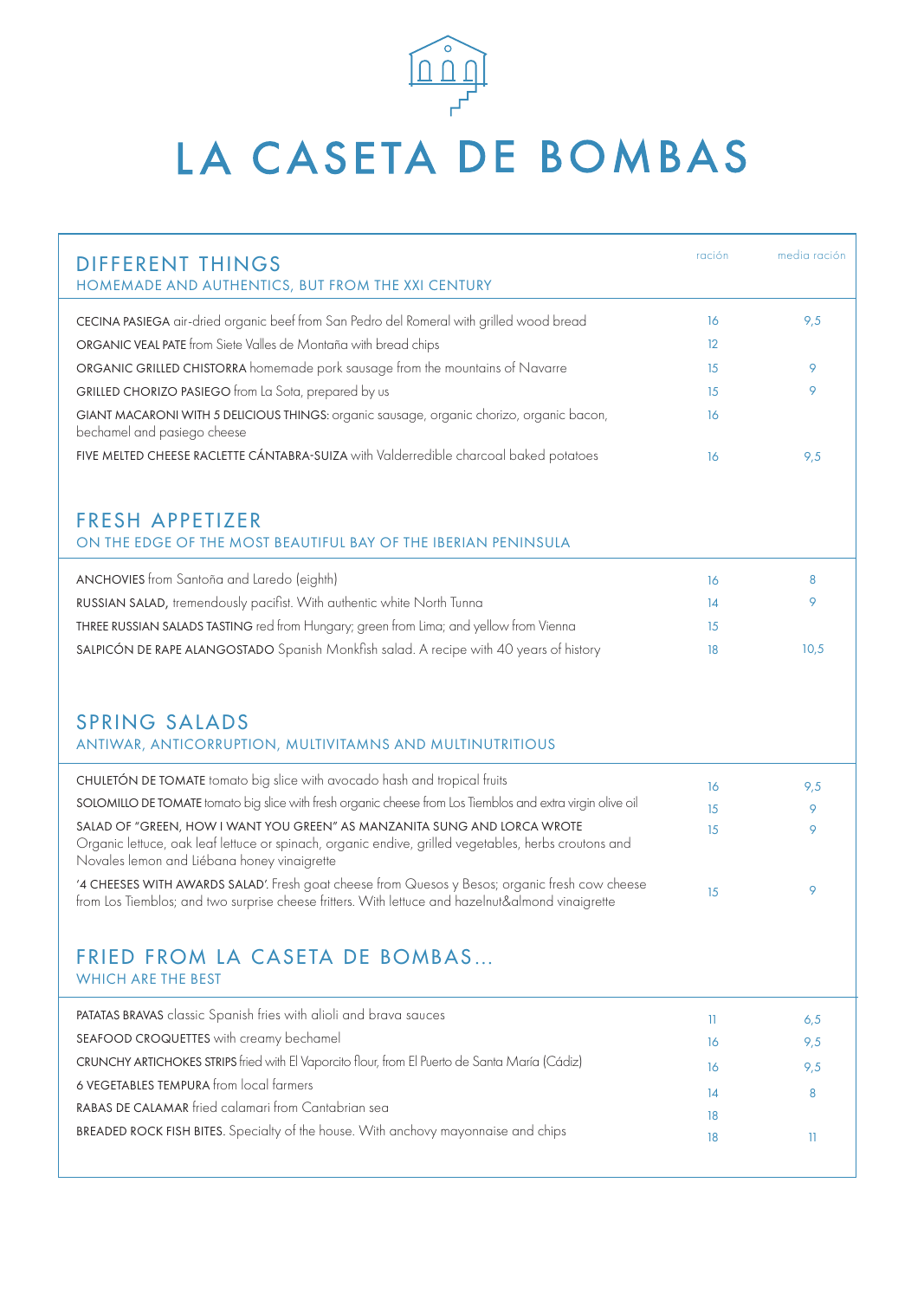# LA CASETA DE BOMBAS

## DIFFERENT THINGS

HOMEMADE AND AUTHENTICS, BUT FROM THE XXI CENTURY

| | ración | media ración |
|---|---|---|
| CECINA PASIEGA air-dried organic beef from San Pedro del Romeral with grilled wood bread | 16 | 9,5 |
| ORGANIC VEAL PATE from Siete Valles de Montaña with bread chips | 12 | |
| ORGANIC GRILLED CHISTORRA homemade pork sausage from the mountains of Navarre | 15 | 9 |
| GRILLED CHORIZO PASIEGO from La Sota, prepared by us | 15 | 9 |
| GIANT MACARONI WITH 5 DELICIOUS THINGS: organic sausage, organic chorizo, organic bacon, bechamel and pasiego cheese | 16 | |
| FIVE MELTED CHEESE RACLETTE CÁNTABRA-SUIZA with Valderredible charcoal baked potatoes | 16 | 9,5 |

## FRESH APPETIZER

ON THE EDGE OF THE MOST BEAUTIFUL BAY OF THE IBERIAN PENINSULA

| | ración | media ración |
|---|---|---|
| ANCHOVIES from Santoña and Laredo (eighth) | 16 | 8 |
| RUSSIAN SALAD, tremendously pacifist. With authentic white North Tunna | 14 | 9 |
| THREE RUSSIAN SALADS TASTING red from Hungary; green from Lima; and yellow from Vienna | 15 | |
| SALPICÓN DE RAPE ALANGOSTADO Spanish Monkfish salad. A recipe with 40 years of history | 18 | 10,5 |

## SPRING SALADS

ANTIWAR, ANTICORRUPTION, MULTIVITAMNS AND MULTINUTRITIOUS

| | ración | media ración |
|---|---|---|
| CHULETÓN DE TOMATE tomato big slice with avocado hash and tropical fruits | 16 | 9,5 |
| SOLOMILLO DE TOMATE tomato big slice with fresh organic cheese from Los Tiemblos and extra virgin olive oil | 15 | 9 |
| SALAD OF "GREEN, HOW I WANT YOU GREEN" AS MANZANITA SUNG AND LORCA WROTE Organic lettuce, oak leaf lettuce or spinach, organic endive, grilled vegetables, herbs croutons and Novales lemon and Liébana honey vinaigrette | 15 | 9 |
| '4 CHEESES WITH AWARDS SALAD'. Fresh goat cheese from Quesos y Besos; organic fresh cow cheese from Los Tiemblos; and two surprise cheese fritters. With lettuce and hazelnut&almond vinaigrette | 15 | 9 |

## FRIED FROM LA CASETA DE BOMBAS...

WHICH ARE THE BEST

| | ración | media ración |
|---|---|---|
| PATATAS BRAVAS classic Spanish fries with alioli and brava sauces | 11 | 6,5 |
| SEAFOOD CROQUETTES with creamy bechamel | 16 | 9,5 |
| CRUNCHY ARTICHOKES STRIPS fried with El Vaporcito flour, from El Puerto de Santa María (Cádiz) | 16 | 9,5 |
| 6 VEGETABLES TEMPURA from local farmers | 14 | 8 |
| RABAS DE CALAMAR fried calamari from Cantabrian sea | 18 | |
| BREADED ROCK FISH BITES. Specialty of the house. With anchovy mayonnaise and chips | 18 | 11 |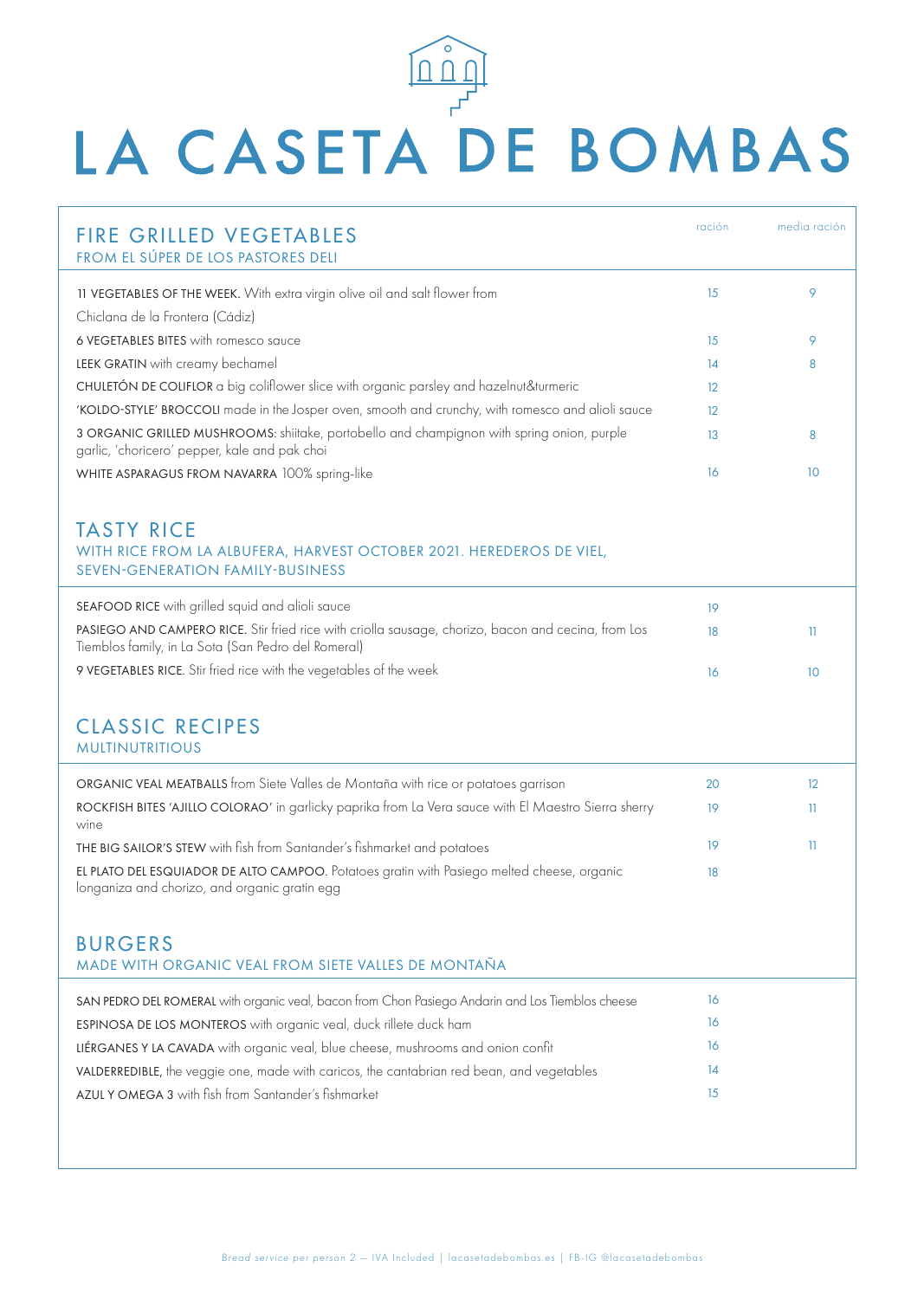# LA CASETA DE BOMBAS

## FIRE GRILLED VEGETABLES

FROM EL SÚPER DE LOS PASTORES DELI

| | ración | media ración |
|---|---|---|
| 11 VEGETABLES OF THE WEEK. With extra virgin olive oil and salt flower from Chiclana de la Frontera (Cádiz) | 15 | 9 |
| 6 VEGETABLES BITES with romesco sauce | 15 | 9 |
| LEEK GRATIN with creamy bechamel | 14 | 8 |
| CHULETÓN DE COLIFLOR a big coliflower slice with organic parsley and hazelnut&turmeric | 12 | |
| 'KOLDO-STYLE' BROCCOLI made in the Josper oven, smooth and crunchy, with romesco and alioli sauce | 12 | |
| 3 ORGANIC GRILLED MUSHROOMS: shiitake, portobello and champignon with spring onion, purple garlic, 'choricero' pepper, kale and pak choi | 13 | 8 |
| WHITE ASPARAGUS FROM NAVARRA 100% spring-like | 16 | 10 |

## TASTY RICE

WITH RICE FROM LA ALBUFERA, HARVEST OCTOBER 2021. HEREDEROS DE VIEL, SEVEN-GENERATION FAMILY-BUSINESS

| | ración | media ración |
|---|---|---|
| SEAFOOD RICE with grilled squid and alioli sauce | 19 | |
| PASIEGO AND CAMPERO RICE. Stir fried rice with criolla sausage, chorizo, bacon and cecina, from Los Tiemblos family, in La Sota (San Pedro del Romeral) | 18 | 11 |
| 9 VEGETABLES RICE. Stir fried rice with the vegetables of the week | 16 | 10 |

## CLASSIC RECIPES

MULTINUTRITIOUS

| | ración | media ración |
|---|---|---|
| ORGANIC VEAL MEATBALLS from Siete Valles de Montaña with rice or potatoes garrison | 20 | 12 |
| ROCKFISH BITES 'AJILLO COLORAO' in garlicky paprika from La Vera sauce with El Maestro Sierra sherry wine | 19 | 11 |
| THE BIG SAILOR'S STEW with fish from Santander's fishmarket and potatoes | 19 | 11 |
| EL PLATO DEL ESQUIADOR DE ALTO CAMPOO. Potatoes gratin with Pasiego melted cheese, organic longaniza and chorizo, and organic gratin egg | 18 | |

## BURGERS

MADE WITH ORGANIC VEAL FROM SIETE VALLES DE MONTAÑA

| | ración | media ración |
|---|---|---|
| SAN PEDRO DEL ROMERAL with organic veal, bacon from Chon Pasiego Andarin and Los Tiemblos cheese | 16 | |
| ESPINOSA DE LOS MONTEROS with organic veal, duck rillete duck ham | 16 | |
| LIÉRGANES Y LA CAVADA with organic veal, blue cheese, mushrooms and onion confit | 16 | |
| VALDERREDIBLE, the veggie one, made with caricos, the cantabrian red bean, and vegetables | 14 | |
| AZUL Y OMEGA 3 with fish from Santander's fishmarket | 15 | |

*Bread service per person 2 — IVA Included | lacasetadebombas.es | FB-IG @lacasetadebombas*